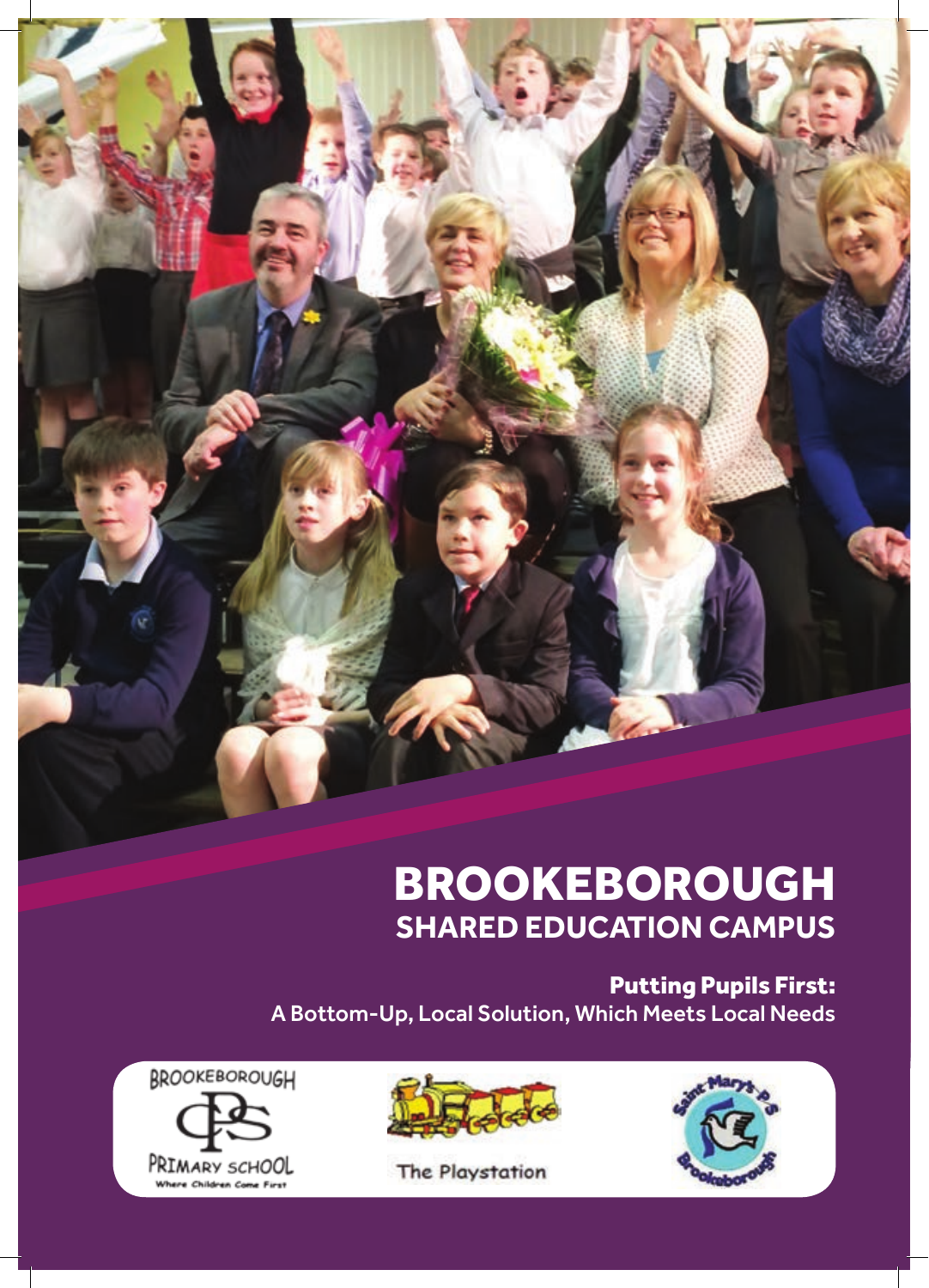# BROOKEBOROUGH

## SHARED EDUCATION CAMPUS

**Putting Pupils First:**
A Bottom-Up, Local Solution, Which Meets Local Needs

BROOKEBOROUGH PRIMARY SCHOOL
Where Children Come First

The Playstation

Saint Mary's P.S Brookeborough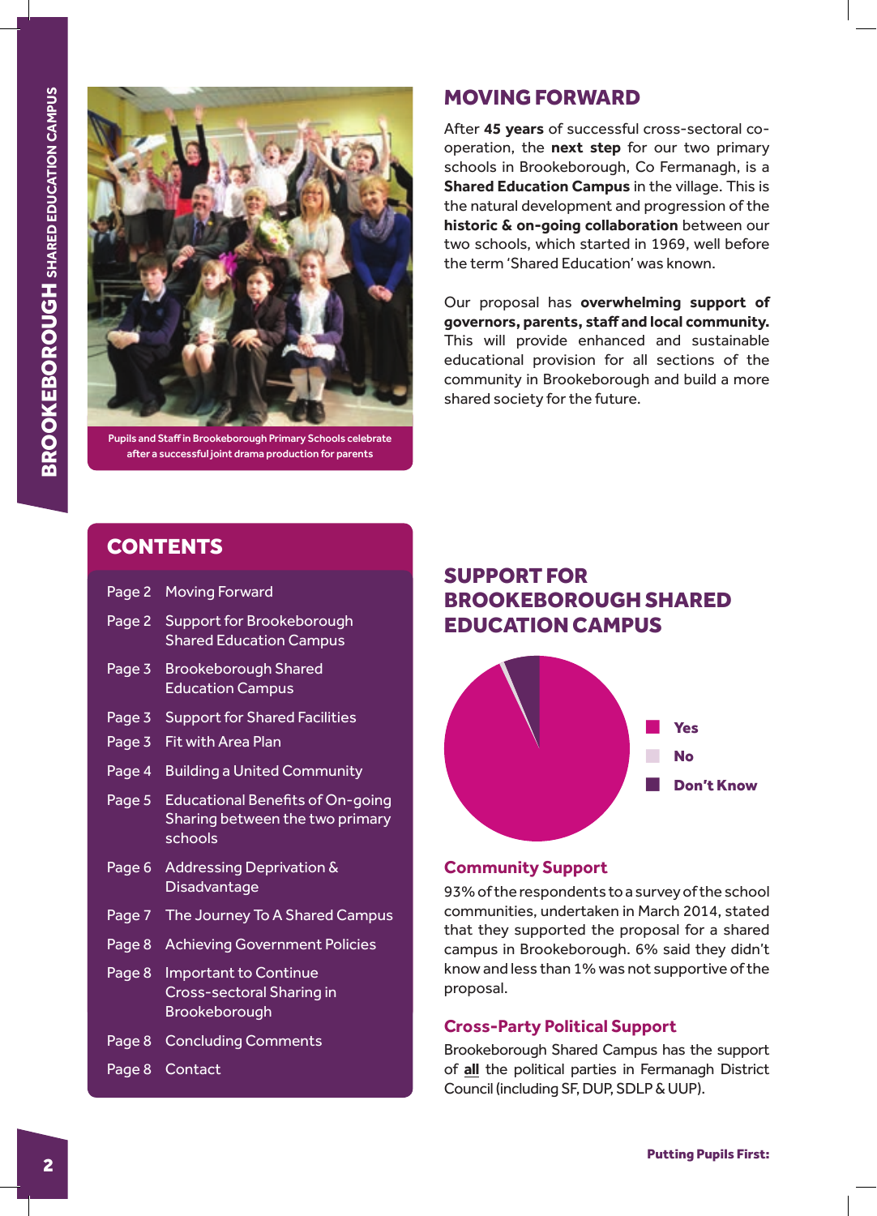Pupils and Staff in Brookeborough Primary Schools celebrate after a successful joint drama production for parents

## MOVING FORWARD

After **45 years** of successful cross-sectoral co-operation, the **next step** for our two primary schools in Brookeborough, Co Fermanagh, is a **Shared Education Campus** in the village. This is the natural development and progression of the **historic & on-going collaboration** between our two schools, which started in 1969, well before the term 'Shared Education' was known.

Our proposal has **overwhelming support of governors, parents, staff and local community.** This will provide enhanced and sustainable educational provision for all sections of the community in Brookeborough and build a more shared society for the future.

## CONTENTS

| | |
|---|---|
| Page 2 | Moving Forward |
| Page 2 | Support for Brookeborough Shared Education Campus |
| Page 3 | Brookeborough Shared Education Campus |
| Page 3 | Support for Shared Facilities |
| Page 3 | Fit with Area Plan |
| Page 4 | Building a United Community |
| Page 5 | Educational Benefits of On-going Sharing between the two primary schools |
| Page 6 | Addressing Deprivation & Disadvantage |
| Page 7 | The Journey To A Shared Campus |
| Page 8 | Achieving Government Policies |
| Page 8 | Important to Continue Cross-sectoral Sharing in Brookeborough |
| Page 8 | Concluding Comments |
| Page 8 | Contact |

## SUPPORT FOR BROOKEBOROUGH SHARED EDUCATION CAMPUS

Yes
No
Don't Know

### Community Support

93% of the respondents to a survey of the school communities, undertaken in March 2014, stated that they supported the proposal for a shared campus in Brookeborough. 6% said they didn't know and less than 1% was not supportive of the proposal.

### Cross-Party Political Support

Brookeborough Shared Campus has the support of **all** the political parties in Fermanagh District Council (including SF, DUP, SDLP & UUP).

**Putting Pupils First:**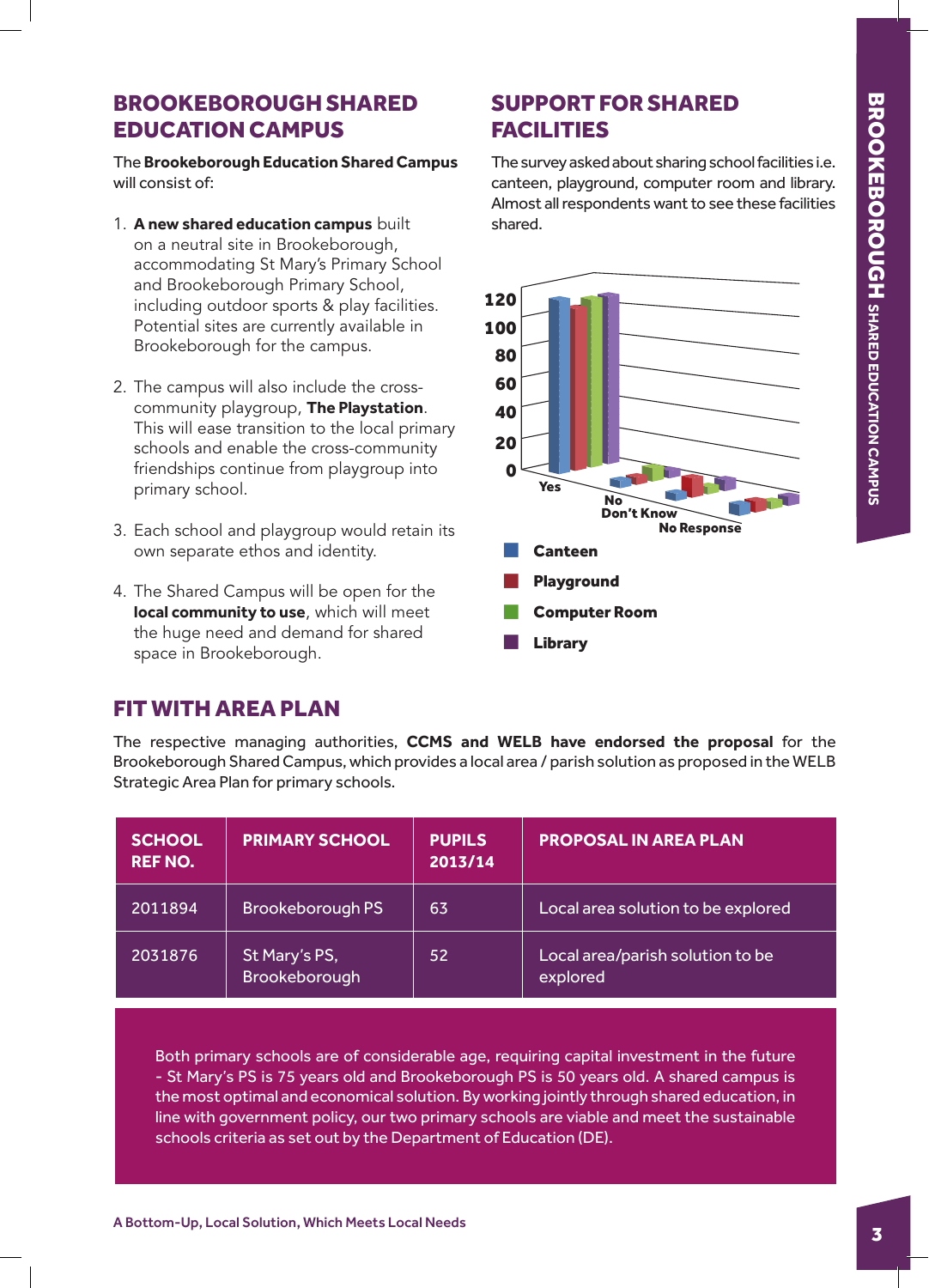## BROOKEBOROUGH SHARED EDUCATION CAMPUS

The **Brookeborough Education Shared Campus** will consist of:

1. **A new shared education campus** built on a neutral site in Brookeborough, accommodating St Mary's Primary School and Brookeborough Primary School, including outdoor sports & play facilities. Potential sites are currently available in Brookeborough for the campus.

2. The campus will also include the cross-community playgroup, **The Playstation**. This will ease transition to the local primary schools and enable the cross-community friendships continue from playgroup into primary school.

3. Each school and playgroup would retain its own separate ethos and identity.

4. The Shared Campus will be open for the **local community to use**, which will meet the huge need and demand for shared space in Brookeborough.

## SUPPORT FOR SHARED FACILITIES

The survey asked about sharing school facilities i.e. canteen, playground, computer room and library. Almost all respondents want to see these facilities shared.

## FIT WITH AREA PLAN

The respective managing authorities, **CCMS and WELB have endorsed the proposal** for the Brookeborough Shared Campus, which provides a local area / parish solution as proposed in the WELB Strategic Area Plan for primary schools.

| SCHOOL REF NO. | PRIMARY SCHOOL | PUPILS 2013/14 | PROPOSAL IN AREA PLAN |
|---|---|---|---|
| 2011894 | Brookeborough PS | 63 | Local area solution to be explored |
| 2031876 | St Mary's PS, Brookeborough | 52 | Local area/parish solution to be explored |

Both primary schools are of considerable age, requiring capital investment in the future - St Mary's PS is 75 years old and Brookeborough PS is 50 years old. A shared campus is the most optimal and economical solution. By working jointly through shared education, in line with government policy, our two primary schools are viable and meet the sustainable schools criteria as set out by the Department of Education (DE).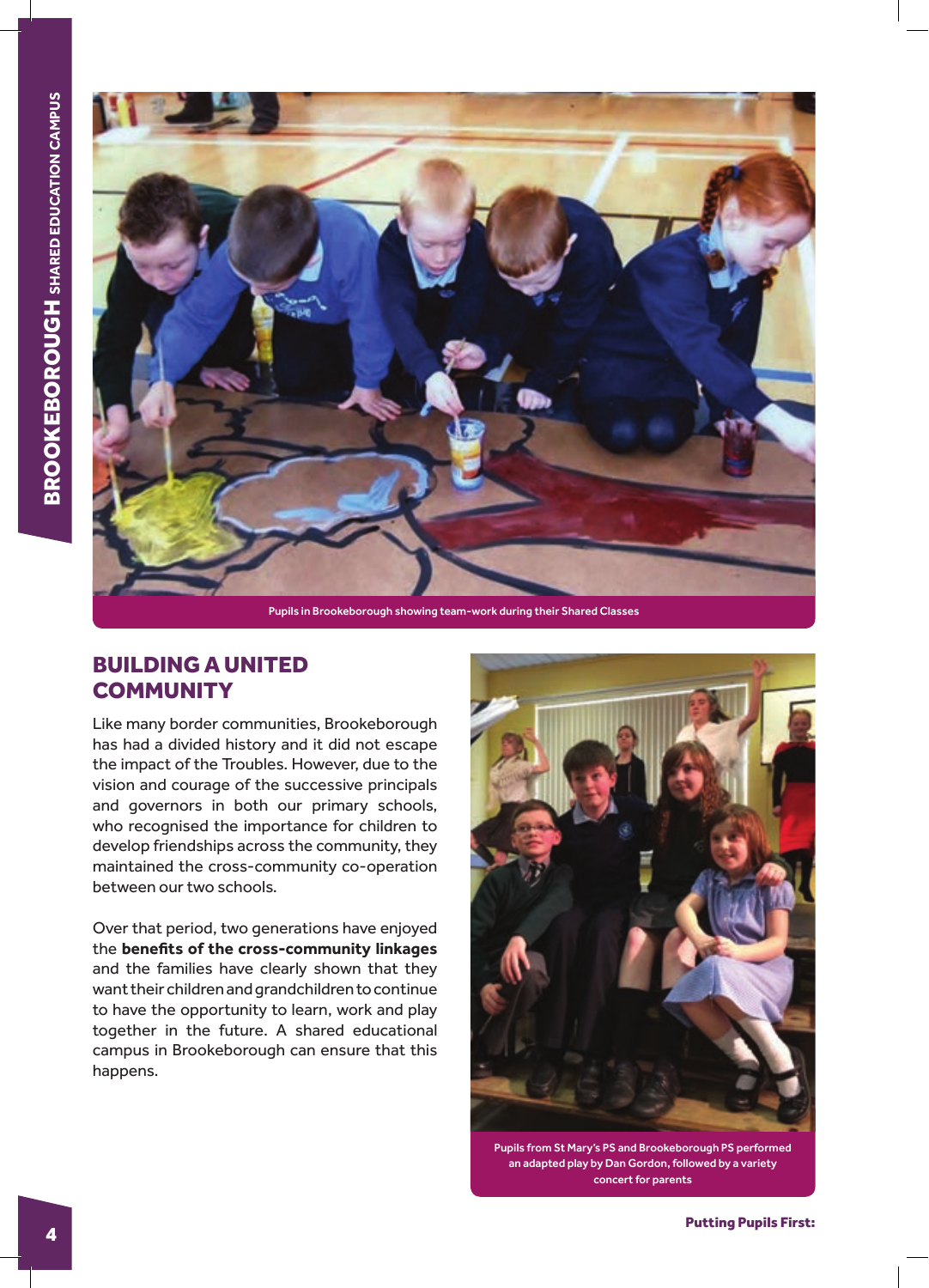Pupils in Brookeborough showing team-work during their Shared Classes

## BUILDING A UNITED COMMUNITY

Like many border communities, Brookeborough has had a divided history and it did not escape the impact of the Troubles. However, due to the vision and courage of the successive principals and governors in both our primary schools, who recognised the importance for children to develop friendships across the community, they maintained the cross-community co-operation between our two schools.

Over that period, two generations have enjoyed the **benefits of the cross-community linkages** and the families have clearly shown that they want their children and grandchildren to continue to have the opportunity to learn, work and play together in the future. A shared educational campus in Brookeborough can ensure that this happens.

Pupils from St Mary's PS and Brookeborough PS performed an adapted play by Dan Gordon, followed by a variety concert for parents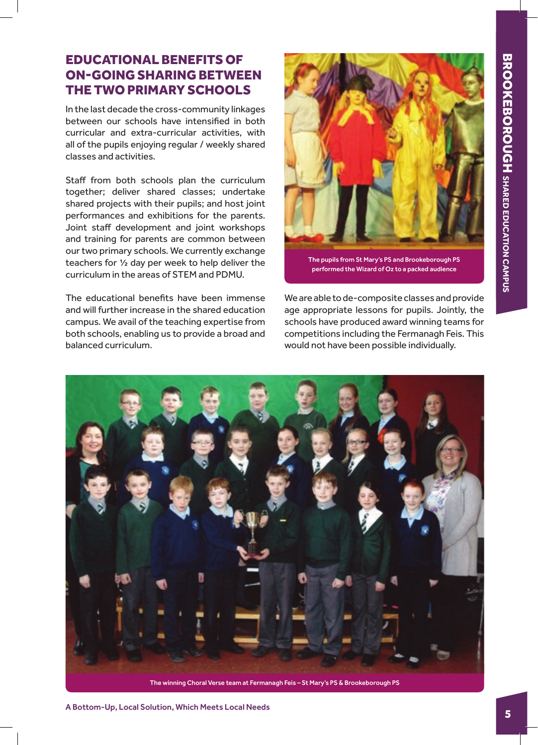## EDUCATIONAL BENEFITS OF ON-GOING SHARING BETWEEN THE TWO PRIMARY SCHOOLS

In the last decade the cross-community linkages between our schools have intensified in both curricular and extra-curricular activities, with all of the pupils enjoying regular / weekly shared classes and activities.

Staff from both schools plan the curriculum together; deliver shared classes; undertake shared projects with their pupils; and host joint performances and exhibitions for the parents. Joint staff development and joint workshops and training for parents are common between our two primary schools. We currently exchange teachers for ½ day per week to help deliver the curriculum in the areas of STEM and PDMU.

The educational benefits have been immense and will further increase in the shared education campus. We avail of the teaching expertise from both schools, enabling us to provide a broad and balanced curriculum.

The pupils from St Mary's PS and Brookeborough PS performed the Wizard of Oz to a packed audience

We are able to de-composite classes and provide age appropriate lessons for pupils. Jointly, the schools have produced award winning teams for competitions including the Fermanagh Feis. This would not have been possible individually.

The winning Choral Verse team at Fermanagh Feis – St Mary's PS & Brookeborough PS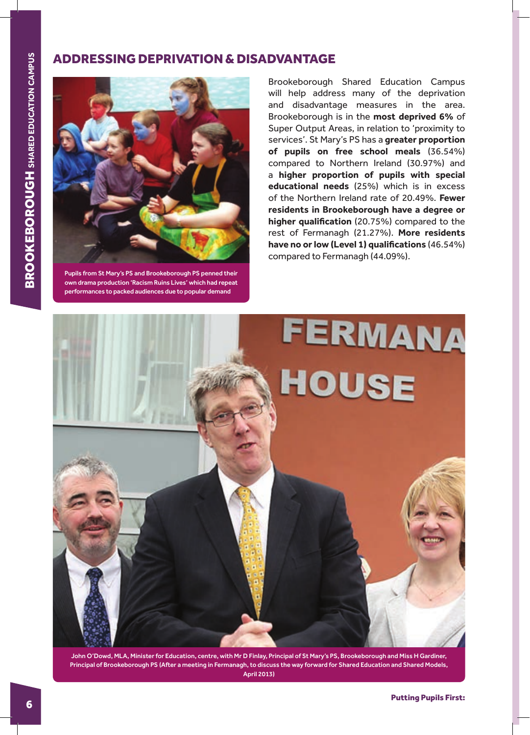## ADDRESSING DEPRIVATION & DISADVANTAGE

Pupils from St Mary's PS and Brookeborough PS penned their own drama production 'Racism Ruins Lives' which had repeat performances to packed audiences due to popular demand

Brookeborough Shared Education Campus will help address many of the deprivation and disadvantage measures in the area. Brookeborough is in the **most deprived 6%** of Super Output Areas, in relation to 'proximity to services'. St Mary's PS has a **greater proportion of pupils on free school meals** (36.54%) compared to Northern Ireland (30.97%) and a **higher proportion of pupils with special educational needs** (25%) which is in excess of the Northern Ireland rate of 20.49%. **Fewer residents in Brookeborough have a degree or higher qualification** (20.75%) compared to the rest of Fermanagh (21.27%). **More residents have no or low (Level 1) qualifications** (46.54%) compared to Fermanagh (44.09%).

John O'Dowd, MLA, Minister for Education, centre, with Mr D Finlay, Principal of St Mary's PS, Brookeborough and Miss H Gardiner, Principal of Brookeborough PS (After a meeting in Fermanagh, to discuss the way forward for Shared Education and Shared Models, April 2013)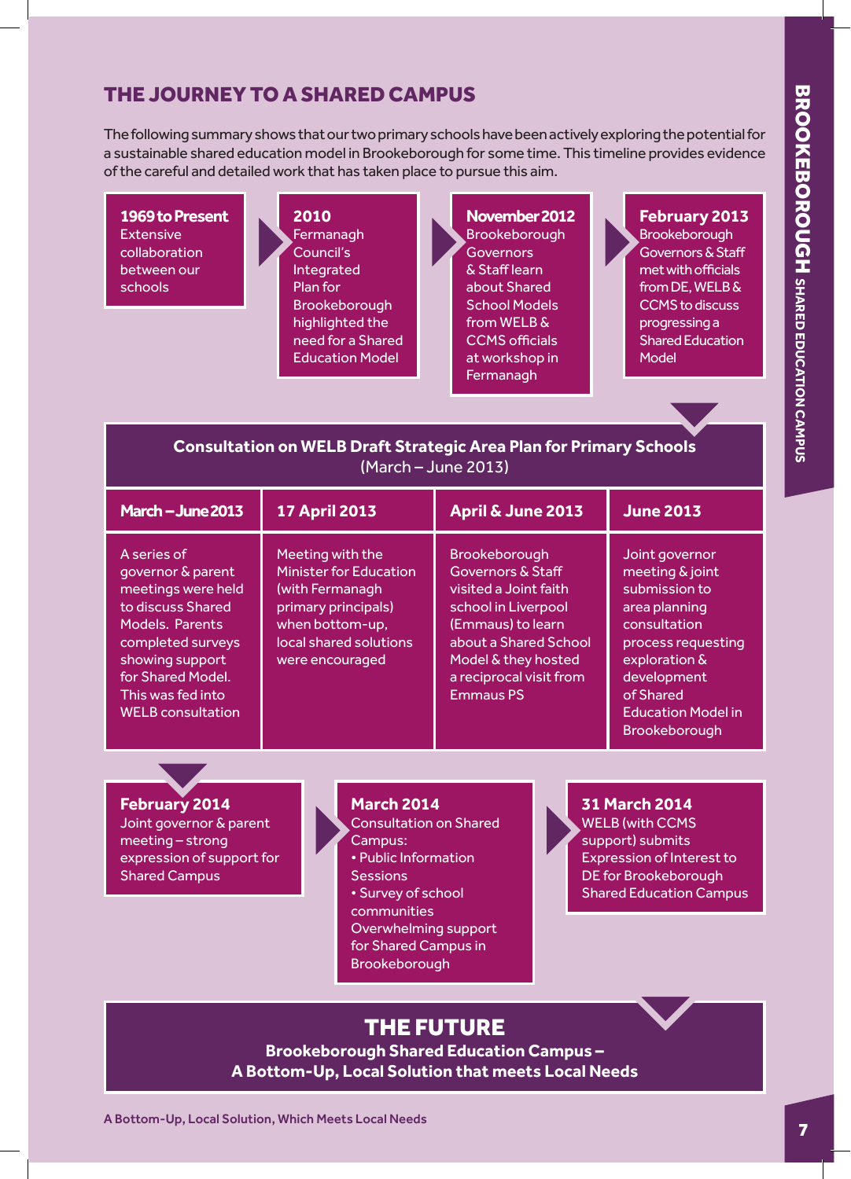## THE JOURNEY TO A SHARED CAMPUS

The following summary shows that our two primary schools have been actively exploring the potential for a sustainable shared education model in Brookeborough for some time. This timeline provides evidence of the careful and detailed work that has taken place to pursue this aim.

**1969 to Present**
Extensive collaboration between our schools

**2010**
Fermanagh Council's Integrated Plan for Brookeborough highlighted the need for a Shared Education Model

**November 2012**
Brookeborough Governors & Staff learn about Shared School Models from WELB & CCMS officials at workshop in Fermanagh

**February 2013**
Brookeborough Governors & Staff met with officials from DE, WELB & CCMS to discuss progressing a Shared Education Model

**Consultation on WELB Draft Strategic Area Plan for Primary Schools**
(March – June 2013)

| March – June 2013 | 17 April 2013 | April & June 2013 | June 2013 |
|---|---|---|---|
| A series of governor & parent meetings were held to discuss Shared Models. Parents completed surveys showing support for Shared Model. This was fed into WELB consultation | Meeting with the Minister for Education (with Fermanagh primary principals) when bottom-up, local shared solutions were encouraged | Brookeborough Governors & Staff visited a Joint faith school in Liverpool (Emmaus) to learn about a Shared School Model & they hosted a reciprocal visit from Emmaus PS | Joint governor meeting & joint submission to area planning consultation process requesting exploration & development of Shared Education Model in Brookeborough |

**February 2014**
Joint governor & parent meeting – strong expression of support for Shared Campus

**March 2014**
Consultation on Shared Campus:
- Public Information Sessions
- Survey of school communities

Overwhelming support for Shared Campus in Brookeborough

**31 March 2014**
WELB (with CCMS support) submits Expression of Interest to DE for Brookeborough Shared Education Campus

## THE FUTURE

**Brookeborough Shared Education Campus –**
**A Bottom-Up, Local Solution that meets Local Needs**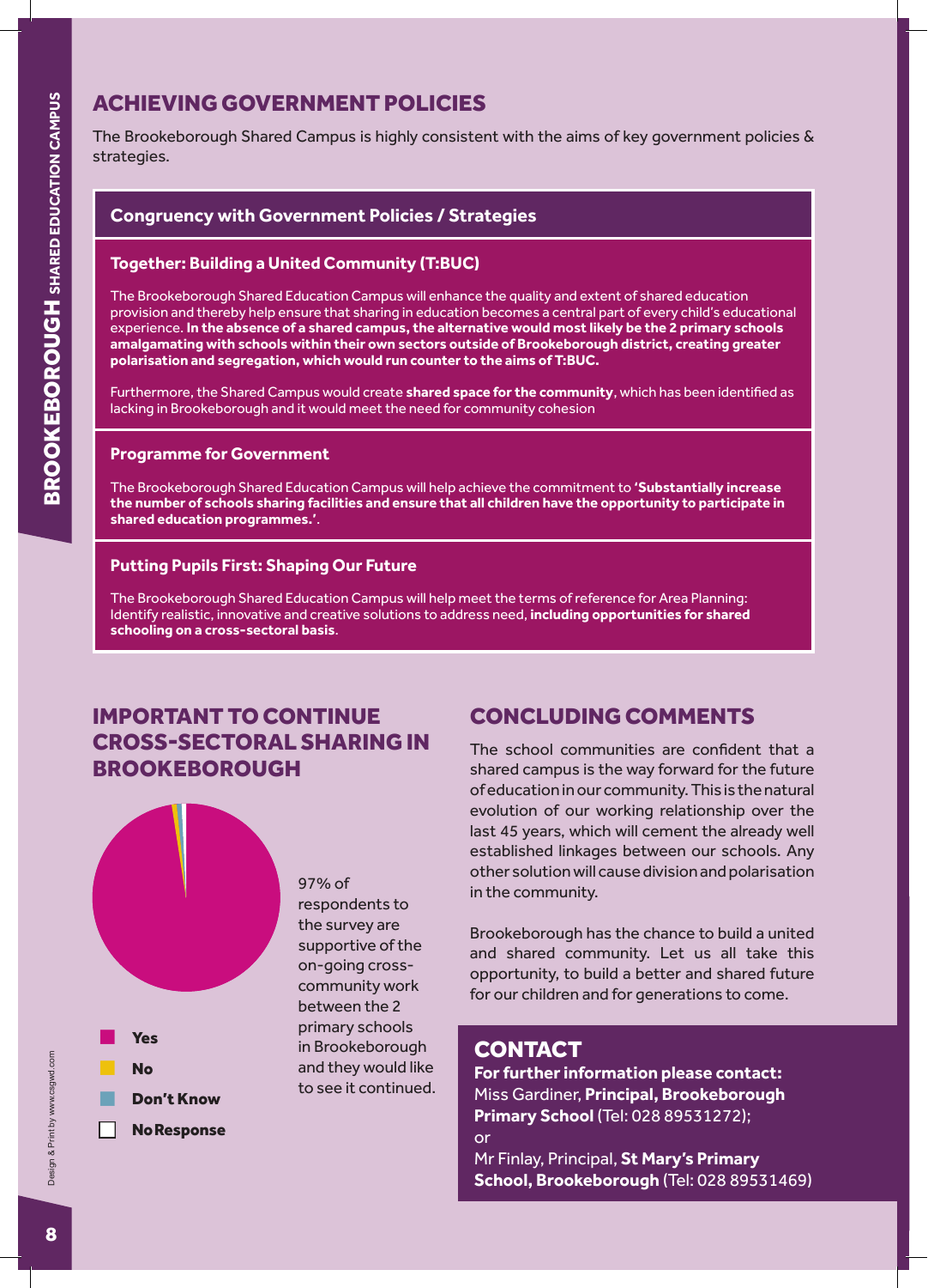## ACHIEVING GOVERNMENT POLICIES

The Brookeborough Shared Campus is highly consistent with the aims of key government policies & strategies.

### Congruency with Government Policies / Strategies

#### Together: Building a United Community (T:BUC)

The Brookeborough Shared Education Campus will enhance the quality and extent of shared education provision and thereby help ensure that sharing in education becomes a central part of every child's educational experience. **In the absence of a shared campus, the alternative would most likely be the 2 primary schools amalgamating with schools within their own sectors outside of Brookeborough district, creating greater polarisation and segregation, which would run counter to the aims of T:BUC.**

Furthermore, the Shared Campus would create **shared space for the community**, which has been identified as lacking in Brookeborough and it would meet the need for community cohesion

#### Programme for Government

The Brookeborough Shared Education Campus will help achieve the commitment to **'Substantially increase the number of schools sharing facilities and ensure that all children have the opportunity to participate in shared education programmes.'**.

#### Putting Pupils First: Shaping Our Future

The Brookeborough Shared Education Campus will help meet the terms of reference for Area Planning: Identify realistic, innovative and creative solutions to address need, **including opportunities for shared schooling on a cross-sectoral basis**.

## IMPORTANT TO CONTINUE CROSS-SECTORAL SHARING IN BROOKEBOROUGH

Yes
No
Don't Know
No Response

97% of respondents to the survey are supportive of the on-going cross-community work between the 2 primary schools in Brookeborough and they would like to see it continued.

## CONCLUDING COMMENTS

The school communities are confident that a shared campus is the way forward for the future of education in our community. This is the natural evolution of our working relationship over the last 45 years, which will cement the already well established linkages between our schools. Any other solution will cause division and polarisation in the community.

Brookeborough has the chance to build a united and shared community. Let us all take this opportunity, to build a better and shared future for our children and for generations to come.

## CONTACT

**For further information please contact:**
Miss Gardiner, **Principal, Brookeborough Primary School** (Tel: 028 89531272);
or
Mr Finlay, Principal, **St Mary's Primary School, Brookeborough** (Tel: 028 89531469)

Design & Print by www.csgwd.com